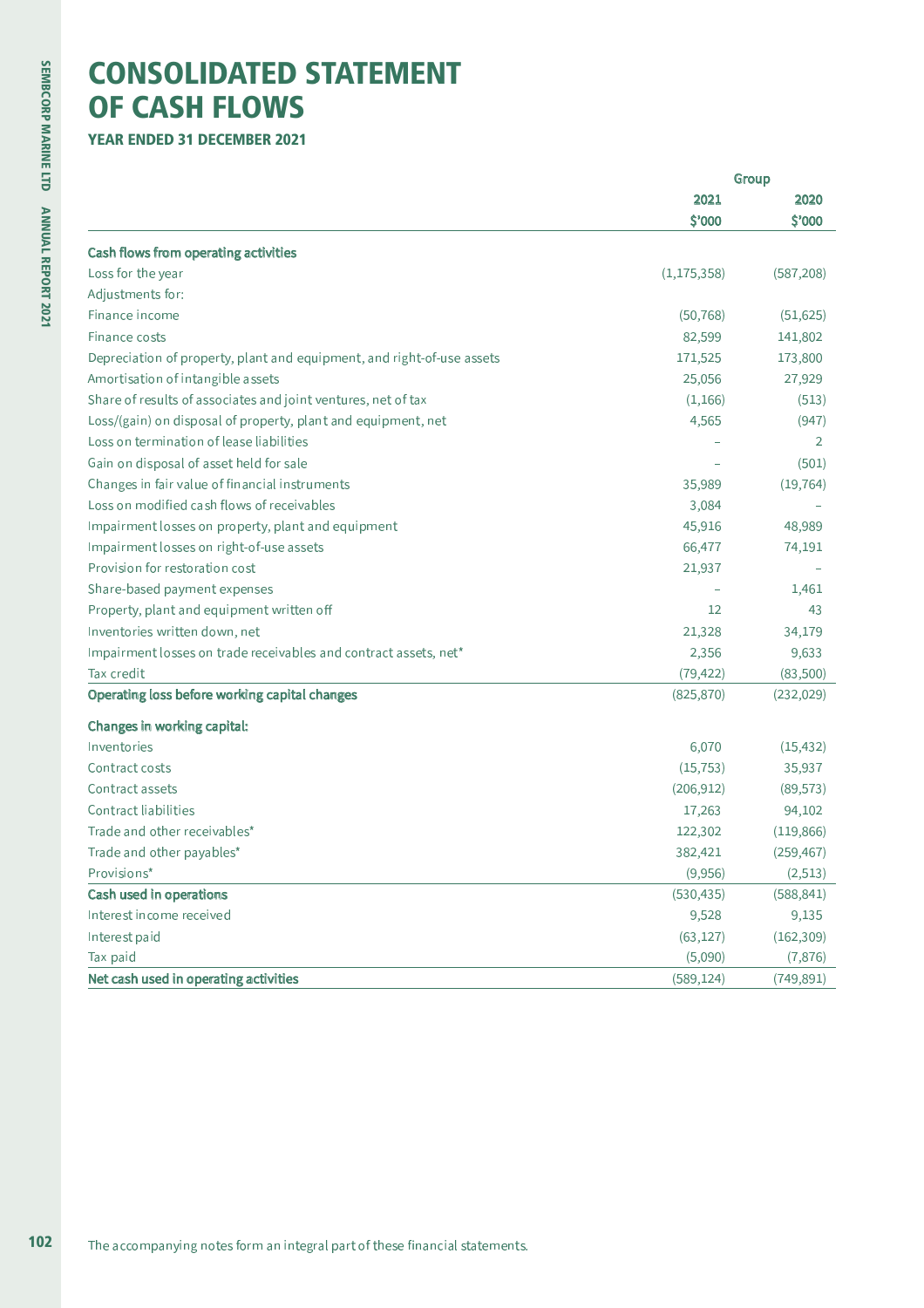# CONSOLIDATED STATEMENT OF CASH FLOWS

**YEAR ENDED 31 DECEMBER 2021**

| | Group | |
|---|---|---|
| | 2021 | 2020 |
| | $'000 | $'000 |
| **Cash flows from operating activities** | | |
| Loss for the year | (1,175,358) | (587,208) |
| Adjustments for: | | |
| Finance income | (50,768) | (51,625) |
| Finance costs | 82,599 | 141,802 |
| Depreciation of property, plant and equipment, and right-of-use assets | 171,525 | 173,800 |
| Amortisation of intangible assets | 25,056 | 27,929 |
| Share of results of associates and joint ventures, net of tax | (1,166) | (513) |
| Loss/(gain) on disposal of property, plant and equipment, net | 4,565 | (947) |
| Loss on termination of lease liabilities | – | 2 |
| Gain on disposal of asset held for sale | – | (501) |
| Changes in fair value of financial instruments | 35,989 | (19,764) |
| Loss on modified cash flows of receivables | 3,084 | – |
| Impairment losses on property, plant and equipment | 45,916 | 48,989 |
| Impairment losses on right-of-use assets | 66,477 | 74,191 |
| Provision for restoration cost | 21,937 | – |
| Share-based payment expenses | – | 1,461 |
| Property, plant and equipment written off | 12 | 43 |
| Inventories written down, net | 21,328 | 34,179 |
| Impairment losses on trade receivables and contract assets, net* | 2,356 | 9,633 |
| Tax credit | (79,422) | (83,500) |
| **Operating loss before working capital changes** | (825,870) | (232,029) |
| **Changes in working capital:** | | |
| Inventories | 6,070 | (15,432) |
| Contract costs | (15,753) | 35,937 |
| Contract assets | (206,912) | (89,573) |
| Contract liabilities | 17,263 | 94,102 |
| Trade and other receivables* | 122,302 | (119,866) |
| Trade and other payables* | 382,421 | (259,467) |
| Provisions* | (9,956) | (2,513) |
| **Cash used in operations** | (530,435) | (588,841) |
| Interest income received | 9,528 | 9,135 |
| Interest paid | (63,127) | (162,309) |
| Tax paid | (5,090) | (7,876) |
| **Net cash used in operating activities** | (589,124) | (749,891) |

The accompanying notes form an integral part of these financial statements.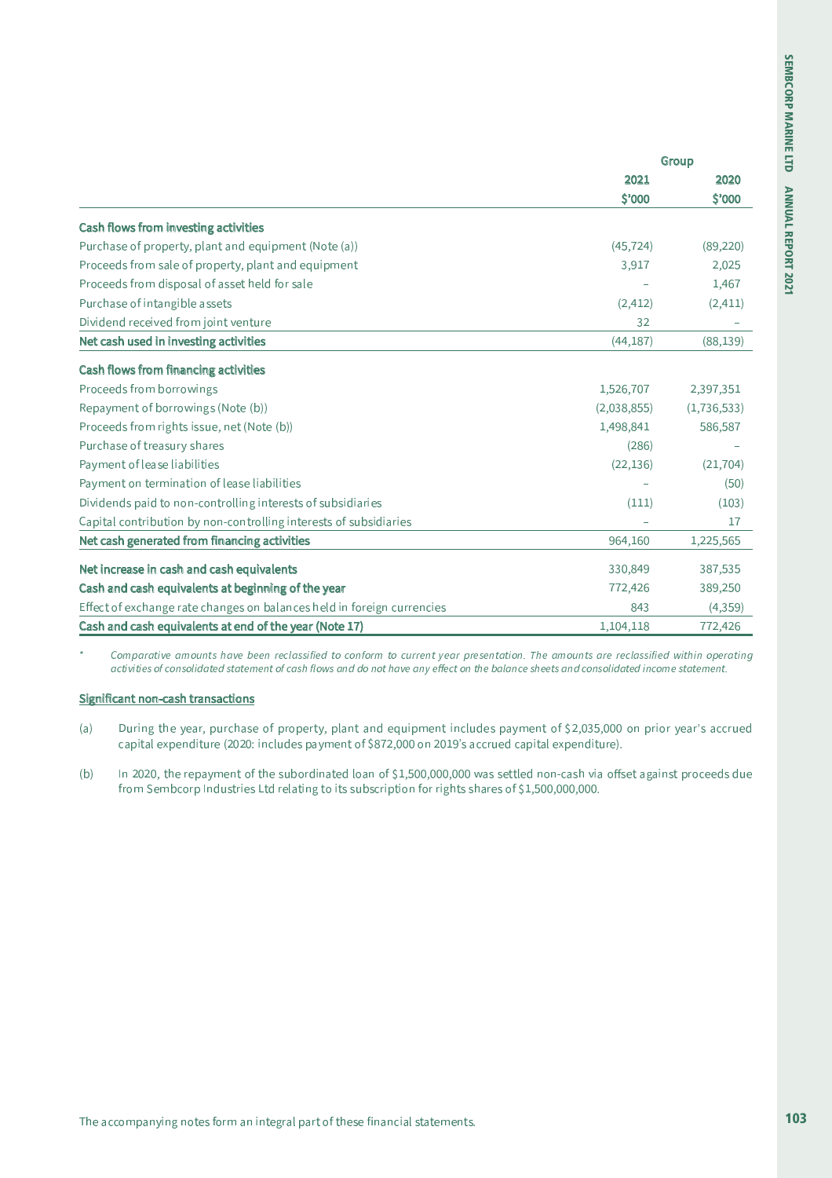| | Group | |
|---|---|---|
| | 2021 | 2020 |
| | $'000 | $'000 |
| **Cash flows from investing activities** | | |
| Purchase of property, plant and equipment (Note (a)) | (45,724) | (89,220) |
| Proceeds from sale of property, plant and equipment | 3,917 | 2,025 |
| Proceeds from disposal of asset held for sale | – | 1,467 |
| Purchase of intangible assets | (2,412) | (2,411) |
| Dividend received from joint venture | 32 | – |
| **Net cash used in investing activities** | (44,187) | (88,139) |
| **Cash flows from financing activities** | | |
| Proceeds from borrowings | 1,526,707 | 2,397,351 |
| Repayment of borrowings (Note (b)) | (2,038,855) | (1,736,533) |
| Proceeds from rights issue, net (Note (b)) | 1,498,841 | 586,587 |
| Purchase of treasury shares | (286) | – |
| Payment of lease liabilities | (22,136) | (21,704) |
| Payment on termination of lease liabilities | – | (50) |
| Dividends paid to non-controlling interests of subsidiaries | (111) | (103) |
| Capital contribution by non-controlling interests of subsidiaries | – | 17 |
| **Net cash generated from financing activities** | 964,160 | 1,225,565 |
| **Net increase in cash and cash equivalents** | 330,849 | 387,535 |
| **Cash and cash equivalents at beginning of the year** | 772,426 | 389,250 |
| Effect of exchange rate changes on balances held in foreign currencies | 843 | (4,359) |
| **Cash and cash equivalents at end of the year (Note 17)** | 1,104,118 | 772,426 |

\* *Comparative amounts have been reclassified to conform to current year presentation. The amounts are reclassified within operating activities of consolidated statement of cash flows and do not have any effect on the balance sheets and consolidated income statement.*

**Significant non-cash transactions**

(a) During the year, purchase of property, plant and equipment includes payment of $2,035,000 on prior year's accrued capital expenditure (2020: includes payment of $872,000 on 2019's accrued capital expenditure).

(b) In 2020, the repayment of the subordinated loan of $1,500,000,000 was settled non-cash via offset against proceeds due from Sembcorp Industries Ltd relating to its subscription for rights shares of $1,500,000,000.

The accompanying notes form an integral part of these financial statements.